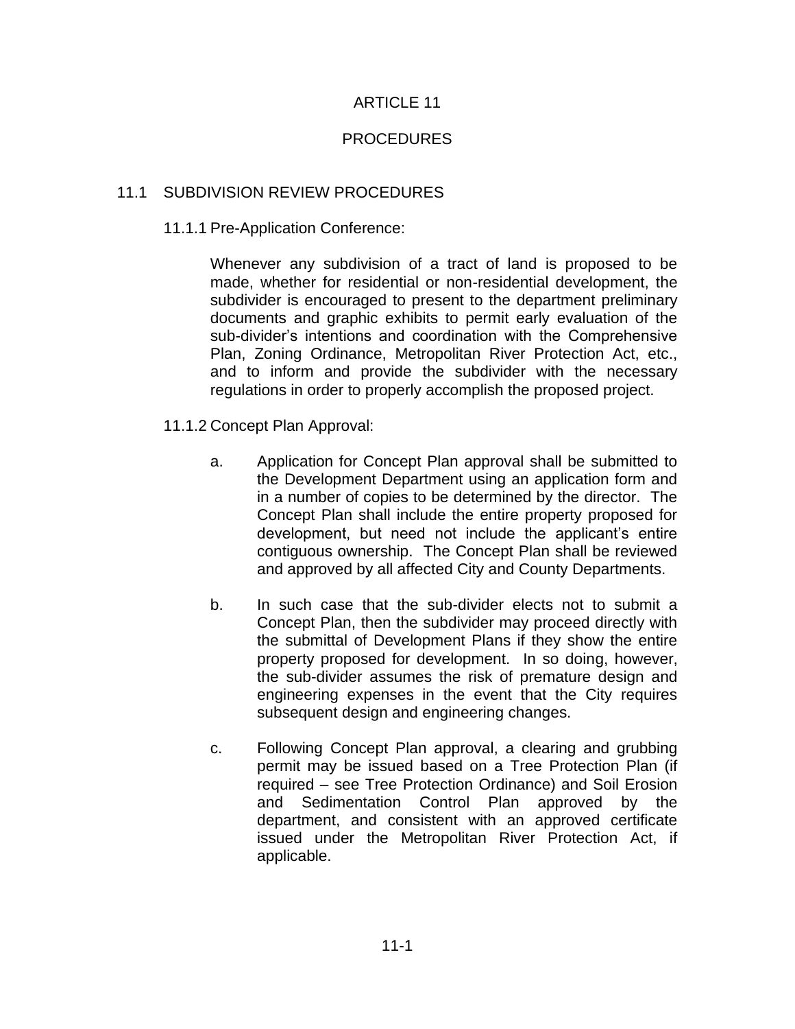# ARTICLE 11

# PROCEDURES

## 11.1 SUBDIVISION REVIEW PROCEDURES

### 11.1.1 Pre-Application Conference:

Whenever any subdivision of a tract of land is proposed to be made, whether for residential or non-residential development, the subdivider is encouraged to present to the department preliminary documents and graphic exhibits to permit early evaluation of the sub-divider's intentions and coordination with the Comprehensive Plan, Zoning Ordinance, Metropolitan River Protection Act, etc., and to inform and provide the subdivider with the necessary regulations in order to properly accomplish the proposed project.

### 11.1.2 Concept Plan Approval:

a. Application for Concept Plan approval shall be submitted to the Development Department using an application form and in a number of copies to be determined by the director. The Concept Plan shall include the entire property proposed for development, but need not include the applicant's entire contiguous ownership. The Concept Plan shall be reviewed and approved by all affected City and County Departments.

b. In such case that the sub-divider elects not to submit a Concept Plan, then the subdivider may proceed directly with the submittal of Development Plans if they show the entire property proposed for development. In so doing, however, the sub-divider assumes the risk of premature design and engineering expenses in the event that the City requires subsequent design and engineering changes.

c. Following Concept Plan approval, a clearing and grubbing permit may be issued based on a Tree Protection Plan (if required – see Tree Protection Ordinance) and Soil Erosion and Sedimentation Control Plan approved by the department, and consistent with an approved certificate issued under the Metropolitan River Protection Act, if applicable.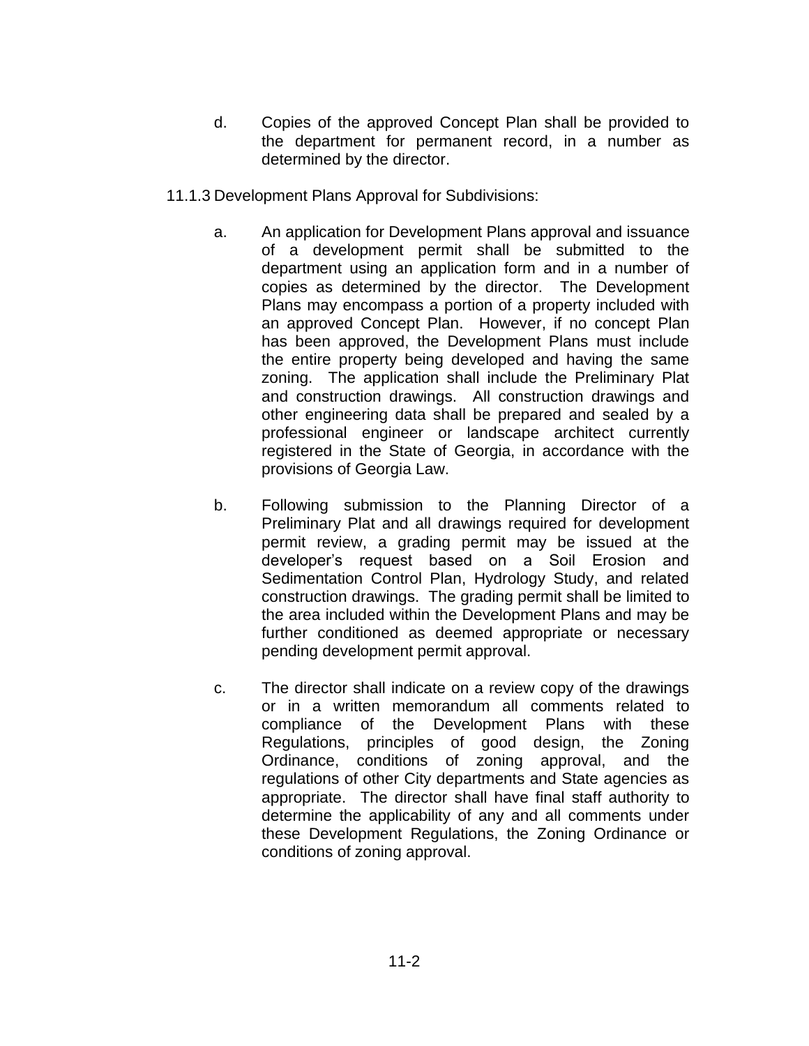d. Copies of the approved Concept Plan shall be provided to the department for permanent record, in a number as determined by the director.

11.1.3 Development Plans Approval for Subdivisions:

a. An application for Development Plans approval and issuance of a development permit shall be submitted to the department using an application form and in a number of copies as determined by the director. The Development Plans may encompass a portion of a property included with an approved Concept Plan. However, if no concept Plan has been approved, the Development Plans must include the entire property being developed and having the same zoning. The application shall include the Preliminary Plat and construction drawings. All construction drawings and other engineering data shall be prepared and sealed by a professional engineer or landscape architect currently registered in the State of Georgia, in accordance with the provisions of Georgia Law.

b. Following submission to the Planning Director of a Preliminary Plat and all drawings required for development permit review, a grading permit may be issued at the developer's request based on a Soil Erosion and Sedimentation Control Plan, Hydrology Study, and related construction drawings. The grading permit shall be limited to the area included within the Development Plans and may be further conditioned as deemed appropriate or necessary pending development permit approval.

c. The director shall indicate on a review copy of the drawings or in a written memorandum all comments related to compliance of the Development Plans with these Regulations, principles of good design, the Zoning Ordinance, conditions of zoning approval, and the regulations of other City departments and State agencies as appropriate. The director shall have final staff authority to determine the applicability of any and all comments under these Development Regulations, the Zoning Ordinance or conditions of zoning approval.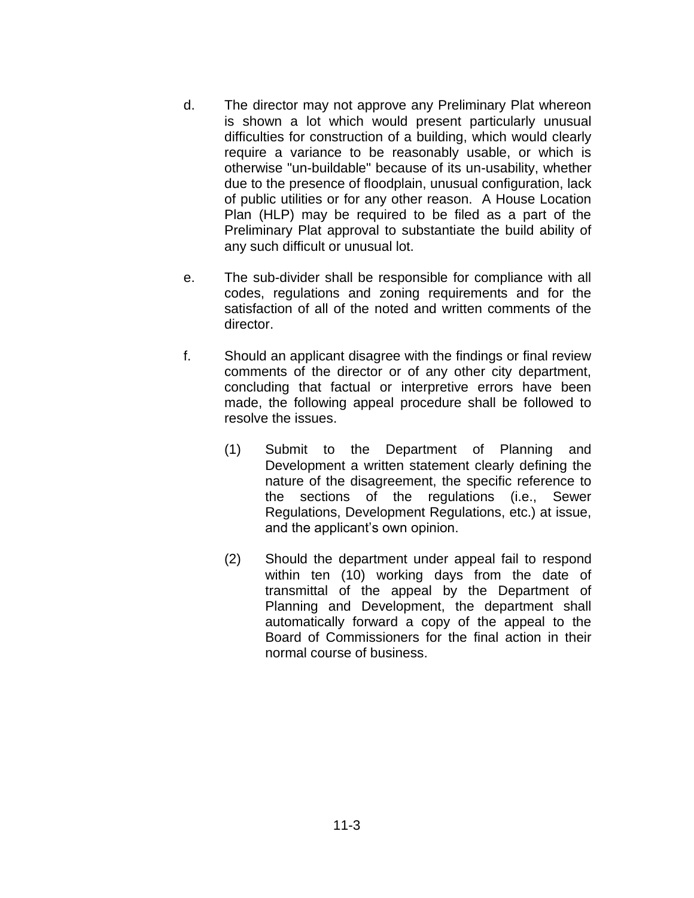d. The director may not approve any Preliminary Plat whereon is shown a lot which would present particularly unusual difficulties for construction of a building, which would clearly require a variance to be reasonably usable, or which is otherwise "un-buildable" because of its un-usability, whether due to the presence of floodplain, unusual configuration, lack of public utilities or for any other reason. A House Location Plan (HLP) may be required to be filed as a part of the Preliminary Plat approval to substantiate the build ability of any such difficult or unusual lot.

e. The sub-divider shall be responsible for compliance with all codes, regulations and zoning requirements and for the satisfaction of all of the noted and written comments of the director.

f. Should an applicant disagree with the findings or final review comments of the director or of any other city department, concluding that factual or interpretive errors have been made, the following appeal procedure shall be followed to resolve the issues.

   (1) Submit to the Department of Planning and Development a written statement clearly defining the nature of the disagreement, the specific reference to the sections of the regulations (i.e., Sewer Regulations, Development Regulations, etc.) at issue, and the applicant's own opinion.

   (2) Should the department under appeal fail to respond within ten (10) working days from the date of transmittal of the appeal by the Department of Planning and Development, the department shall automatically forward a copy of the appeal to the Board of Commissioners for the final action in their normal course of business.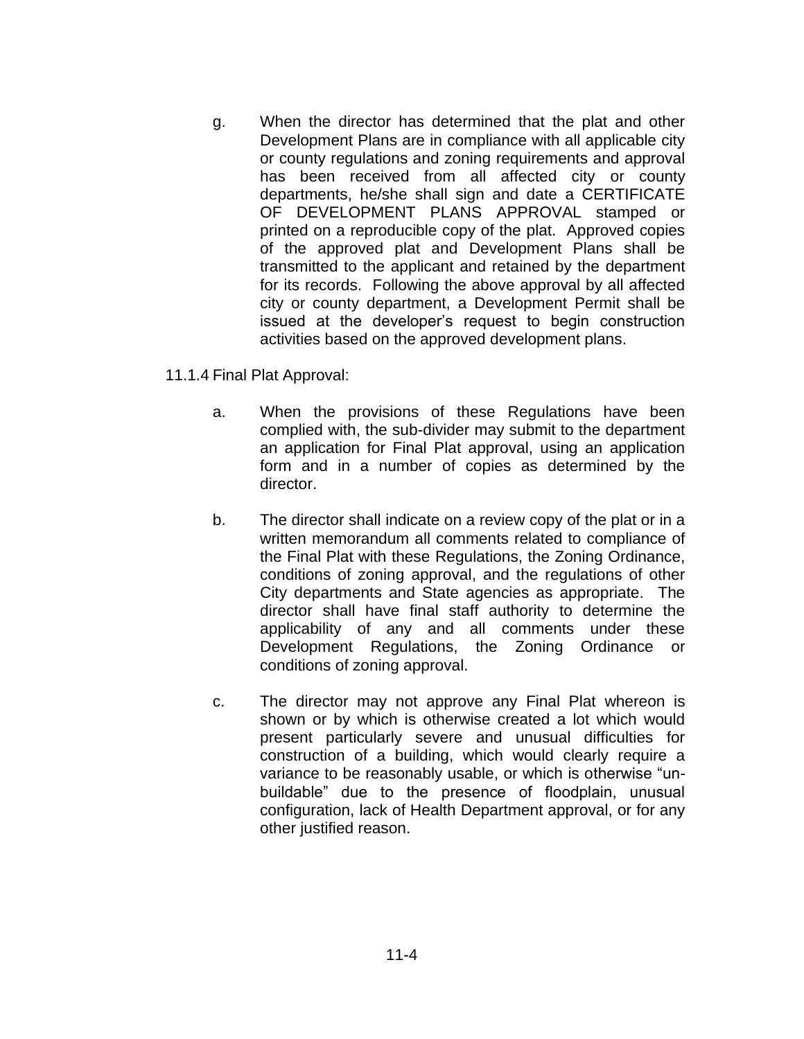g. When the director has determined that the plat and other Development Plans are in compliance with all applicable city or county regulations and zoning requirements and approval has been received from all affected city or county departments, he/she shall sign and date a CERTIFICATE OF DEVELOPMENT PLANS APPROVAL stamped or printed on a reproducible copy of the plat. Approved copies of the approved plat and Development Plans shall be transmitted to the applicant and retained by the department for its records. Following the above approval by all affected city or county department, a Development Permit shall be issued at the developer's request to begin construction activities based on the approved development plans.

11.1.4 Final Plat Approval:

a. When the provisions of these Regulations have been complied with, the sub-divider may submit to the department an application for Final Plat approval, using an application form and in a number of copies as determined by the director.

b. The director shall indicate on a review copy of the plat or in a written memorandum all comments related to compliance of the Final Plat with these Regulations, the Zoning Ordinance, conditions of zoning approval, and the regulations of other City departments and State agencies as appropriate. The director shall have final staff authority to determine the applicability of any and all comments under these Development Regulations, the Zoning Ordinance or conditions of zoning approval.

c. The director may not approve any Final Plat whereon is shown or by which is otherwise created a lot which would present particularly severe and unusual difficulties for construction of a building, which would clearly require a variance to be reasonably usable, or which is otherwise "un-buildable" due to the presence of floodplain, unusual configuration, lack of Health Department approval, or for any other justified reason.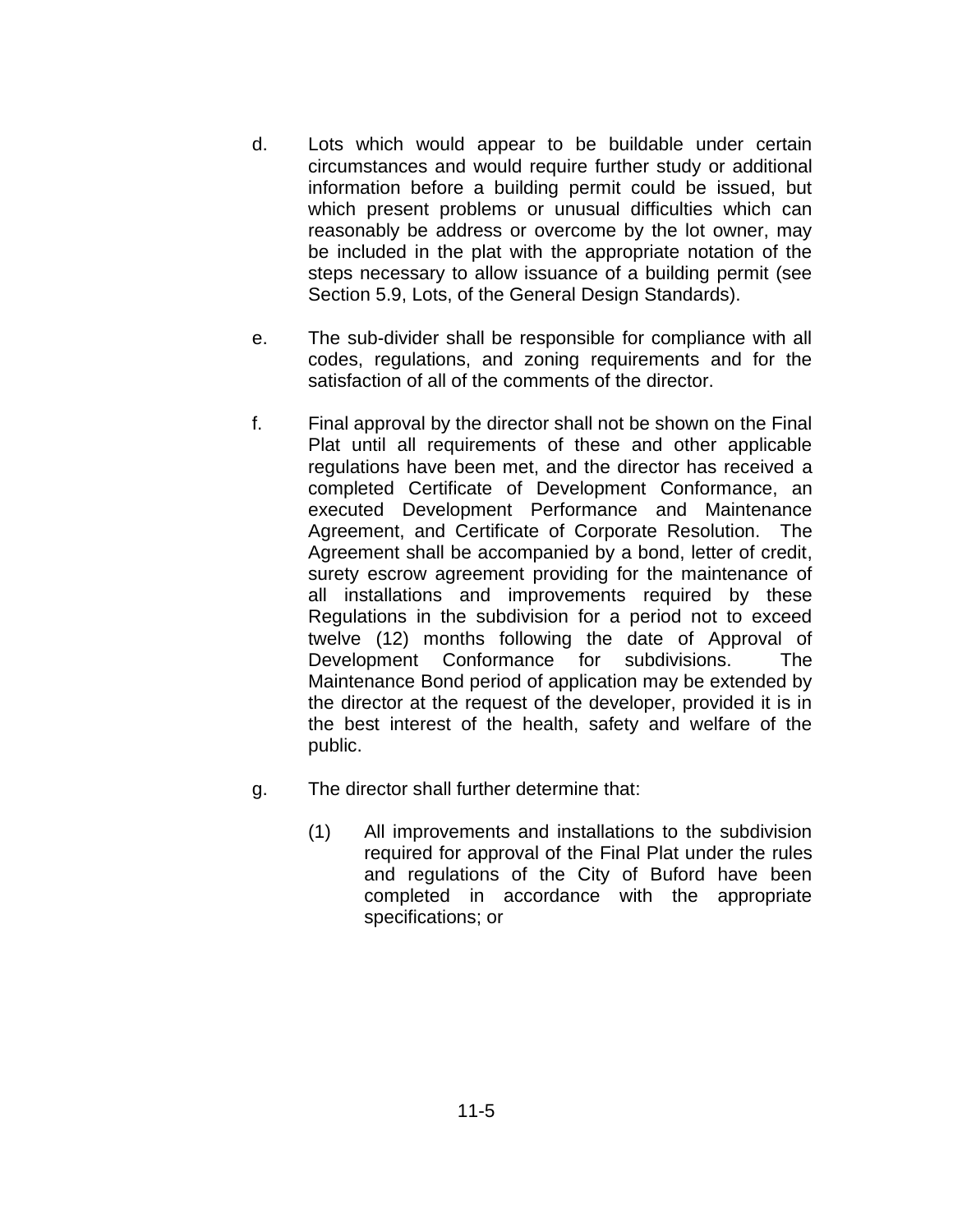d. Lots which would appear to be buildable under certain circumstances and would require further study or additional information before a building permit could be issued, but which present problems or unusual difficulties which can reasonably be address or overcome by the lot owner, may be included in the plat with the appropriate notation of the steps necessary to allow issuance of a building permit (see Section 5.9, Lots, of the General Design Standards).

e. The sub-divider shall be responsible for compliance with all codes, regulations, and zoning requirements and for the satisfaction of all of the comments of the director.

f. Final approval by the director shall not be shown on the Final Plat until all requirements of these and other applicable regulations have been met, and the director has received a completed Certificate of Development Conformance, an executed Development Performance and Maintenance Agreement, and Certificate of Corporate Resolution. The Agreement shall be accompanied by a bond, letter of credit, surety escrow agreement providing for the maintenance of all installations and improvements required by these Regulations in the subdivision for a period not to exceed twelve (12) months following the date of Approval of Development Conformance for subdivisions. The Maintenance Bond period of application may be extended by the director at the request of the developer, provided it is in the best interest of the health, safety and welfare of the public.

g. The director shall further determine that:

   (1) All improvements and installations to the subdivision required for approval of the Final Plat under the rules and regulations of the City of Buford have been completed in accordance with the appropriate specifications; or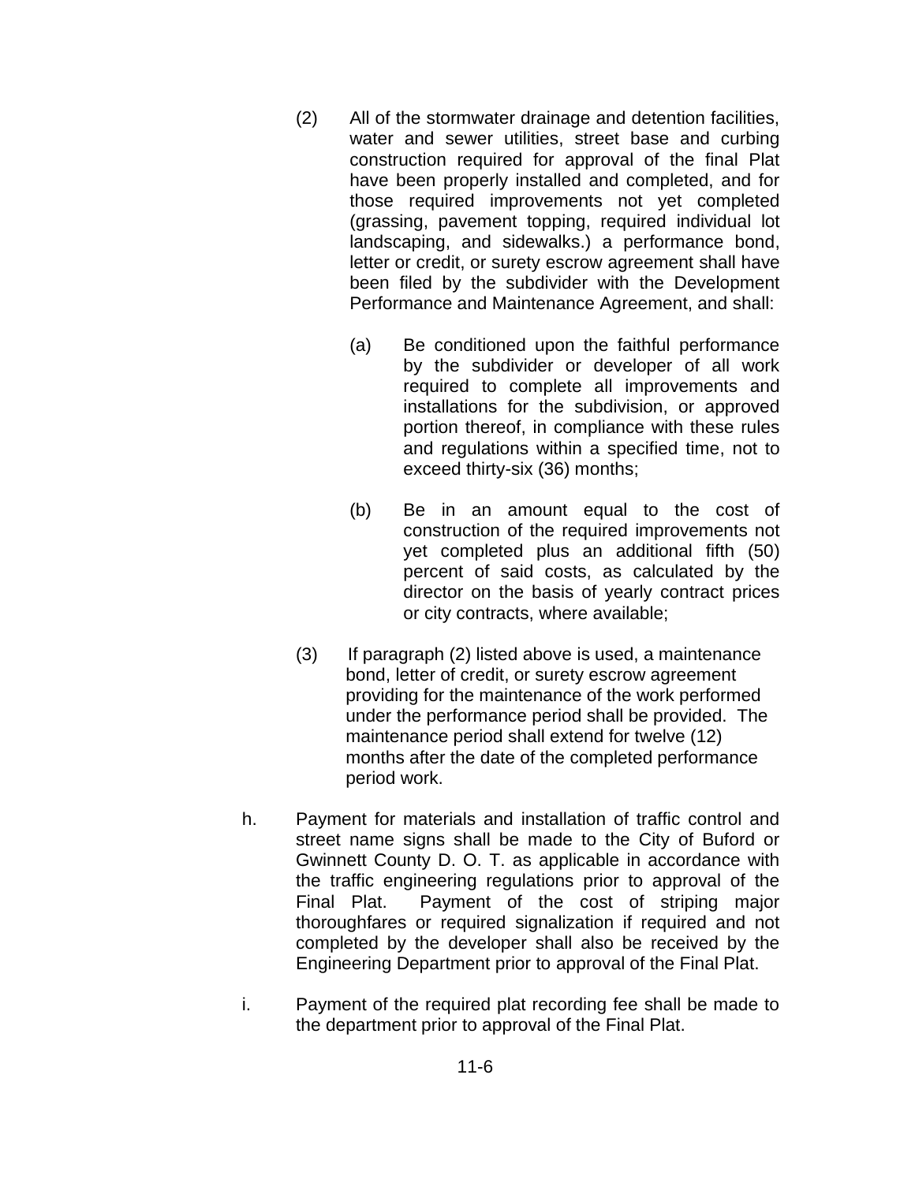(2) All of the stormwater drainage and detention facilities, water and sewer utilities, street base and curbing construction required for approval of the final Plat have been properly installed and completed, and for those required improvements not yet completed (grassing, pavement topping, required individual lot landscaping, and sidewalks.) a performance bond, letter or credit, or surety escrow agreement shall have been filed by the subdivider with the Development Performance and Maintenance Agreement, and shall:

(a) Be conditioned upon the faithful performance by the subdivider or developer of all work required to complete all improvements and installations for the subdivision, or approved portion thereof, in compliance with these rules and regulations within a specified time, not to exceed thirty-six (36) months;

(b) Be in an amount equal to the cost of construction of the required improvements not yet completed plus an additional fifth (50) percent of said costs, as calculated by the director on the basis of yearly contract prices or city contracts, where available;

(3) If paragraph (2) listed above is used, a maintenance bond, letter of credit, or surety escrow agreement providing for the maintenance of the work performed under the performance period shall be provided. The maintenance period shall extend for twelve (12) months after the date of the completed performance period work.

h. Payment for materials and installation of traffic control and street name signs shall be made to the City of Buford or Gwinnett County D. O. T. as applicable in accordance with the traffic engineering regulations prior to approval of the Final Plat. Payment of the cost of striping major thoroughfares or required signalization if required and not completed by the developer shall also be received by the Engineering Department prior to approval of the Final Plat.

i. Payment of the required plat recording fee shall be made to the department prior to approval of the Final Plat.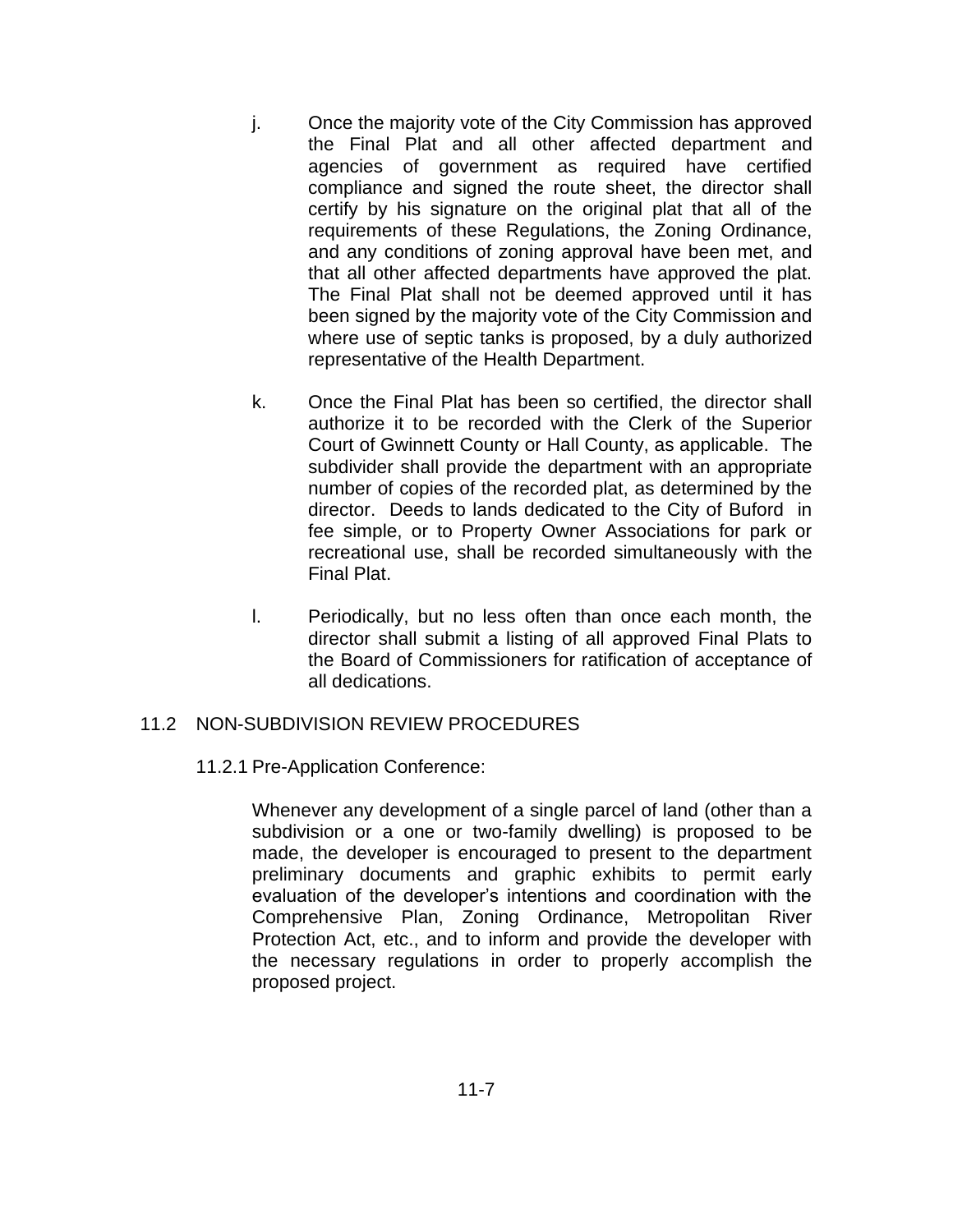j. Once the majority vote of the City Commission has approved the Final Plat and all other affected department and agencies of government as required have certified compliance and signed the route sheet, the director shall certify by his signature on the original plat that all of the requirements of these Regulations, the Zoning Ordinance, and any conditions of zoning approval have been met, and that all other affected departments have approved the plat. The Final Plat shall not be deemed approved until it has been signed by the majority vote of the City Commission and where use of septic tanks is proposed, by a duly authorized representative of the Health Department.

k. Once the Final Plat has been so certified, the director shall authorize it to be recorded with the Clerk of the Superior Court of Gwinnett County or Hall County, as applicable. The subdivider shall provide the department with an appropriate number of copies of the recorded plat, as determined by the director. Deeds to lands dedicated to the City of Buford in fee simple, or to Property Owner Associations for park or recreational use, shall be recorded simultaneously with the Final Plat.

l. Periodically, but no less often than once each month, the director shall submit a listing of all approved Final Plats to the Board of Commissioners for ratification of acceptance of all dedications.

## 11.2 NON-SUBDIVISION REVIEW PROCEDURES

### 11.2.1 Pre-Application Conference:

Whenever any development of a single parcel of land (other than a subdivision or a one or two-family dwelling) is proposed to be made, the developer is encouraged to present to the department preliminary documents and graphic exhibits to permit early evaluation of the developer's intentions and coordination with the Comprehensive Plan, Zoning Ordinance, Metropolitan River Protection Act, etc., and to inform and provide the developer with the necessary regulations in order to properly accomplish the proposed project.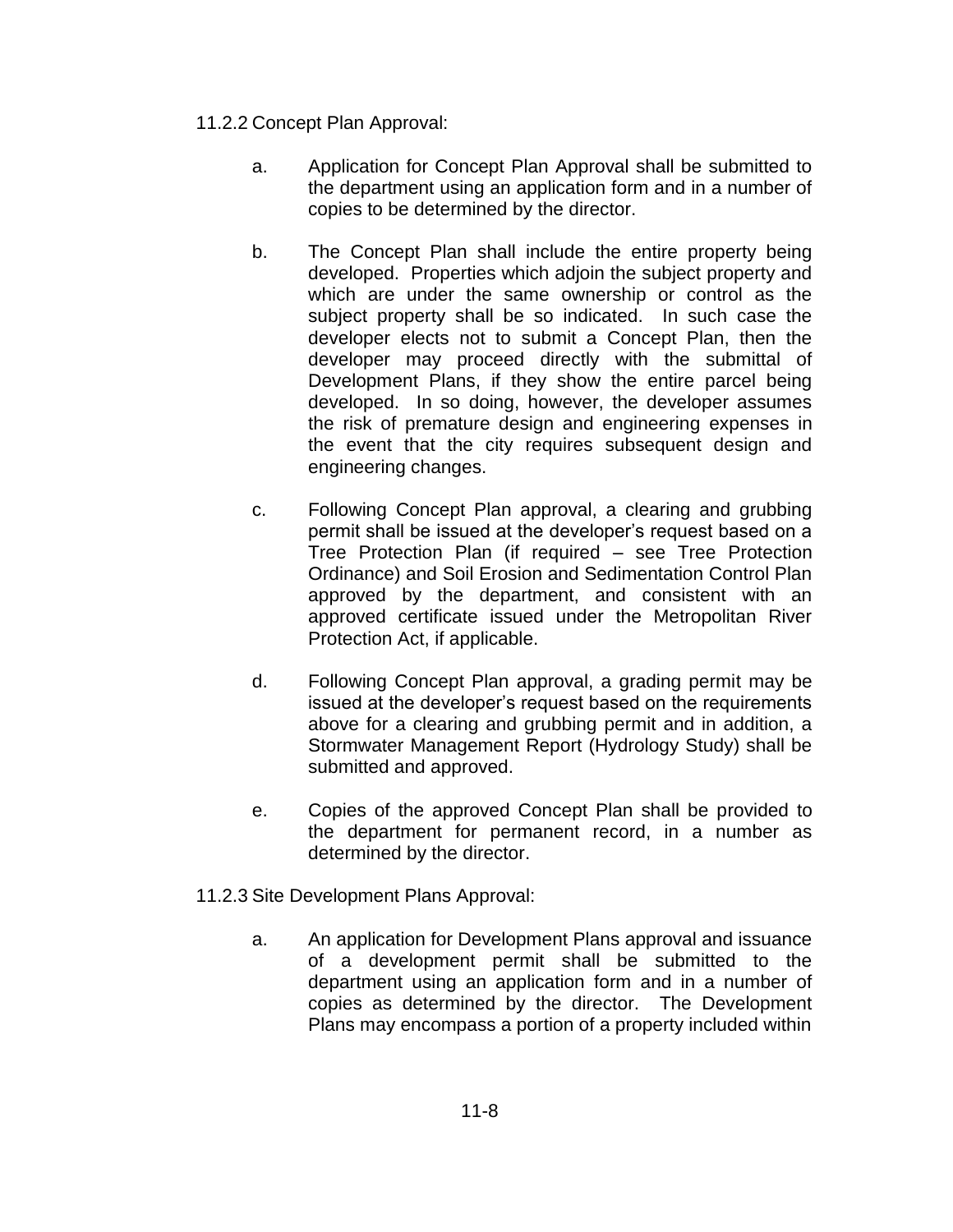11.2.2 Concept Plan Approval:

a. Application for Concept Plan Approval shall be submitted to the department using an application form and in a number of copies to be determined by the director.

b. The Concept Plan shall include the entire property being developed. Properties which adjoin the subject property and which are under the same ownership or control as the subject property shall be so indicated. In such case the developer elects not to submit a Concept Plan, then the developer may proceed directly with the submittal of Development Plans, if they show the entire parcel being developed. In so doing, however, the developer assumes the risk of premature design and engineering expenses in the event that the city requires subsequent design and engineering changes.

c. Following Concept Plan approval, a clearing and grubbing permit shall be issued at the developer's request based on a Tree Protection Plan (if required – see Tree Protection Ordinance) and Soil Erosion and Sedimentation Control Plan approved by the department, and consistent with an approved certificate issued under the Metropolitan River Protection Act, if applicable.

d. Following Concept Plan approval, a grading permit may be issued at the developer's request based on the requirements above for a clearing and grubbing permit and in addition, a Stormwater Management Report (Hydrology Study) shall be submitted and approved.

e. Copies of the approved Concept Plan shall be provided to the department for permanent record, in a number as determined by the director.

11.2.3 Site Development Plans Approval:

a. An application for Development Plans approval and issuance of a development permit shall be submitted to the department using an application form and in a number of copies as determined by the director. The Development Plans may encompass a portion of a property included within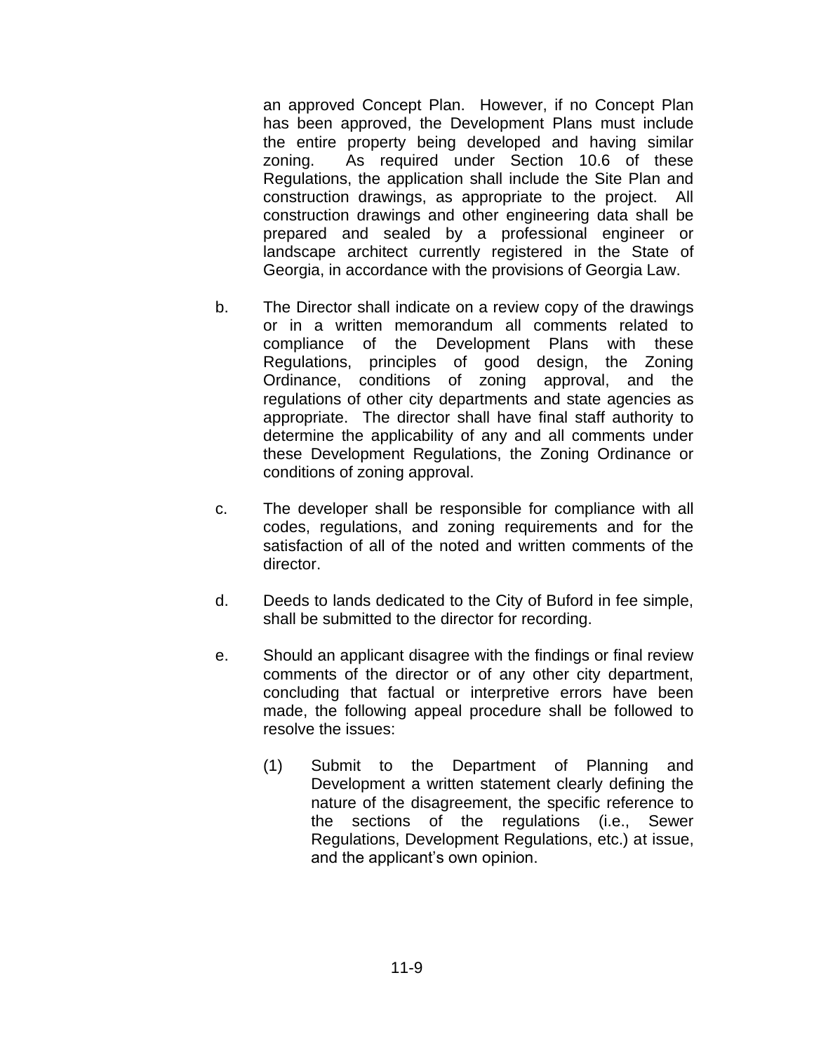an approved Concept Plan. However, if no Concept Plan has been approved, the Development Plans must include the entire property being developed and having similar zoning. As required under Section 10.6 of these Regulations, the application shall include the Site Plan and construction drawings, as appropriate to the project. All construction drawings and other engineering data shall be prepared and sealed by a professional engineer or landscape architect currently registered in the State of Georgia, in accordance with the provisions of Georgia Law.

b. The Director shall indicate on a review copy of the drawings or in a written memorandum all comments related to compliance of the Development Plans with these Regulations, principles of good design, the Zoning Ordinance, conditions of zoning approval, and the regulations of other city departments and state agencies as appropriate. The director shall have final staff authority to determine the applicability of any and all comments under these Development Regulations, the Zoning Ordinance or conditions of zoning approval.

c. The developer shall be responsible for compliance with all codes, regulations, and zoning requirements and for the satisfaction of all of the noted and written comments of the director.

d. Deeds to lands dedicated to the City of Buford in fee simple, shall be submitted to the director for recording.

e. Should an applicant disagree with the findings or final review comments of the director or of any other city department, concluding that factual or interpretive errors have been made, the following appeal procedure shall be followed to resolve the issues:

   (1) Submit to the Department of Planning and Development a written statement clearly defining the nature of the disagreement, the specific reference to the sections of the regulations (i.e., Sewer Regulations, Development Regulations, etc.) at issue, and the applicant's own opinion.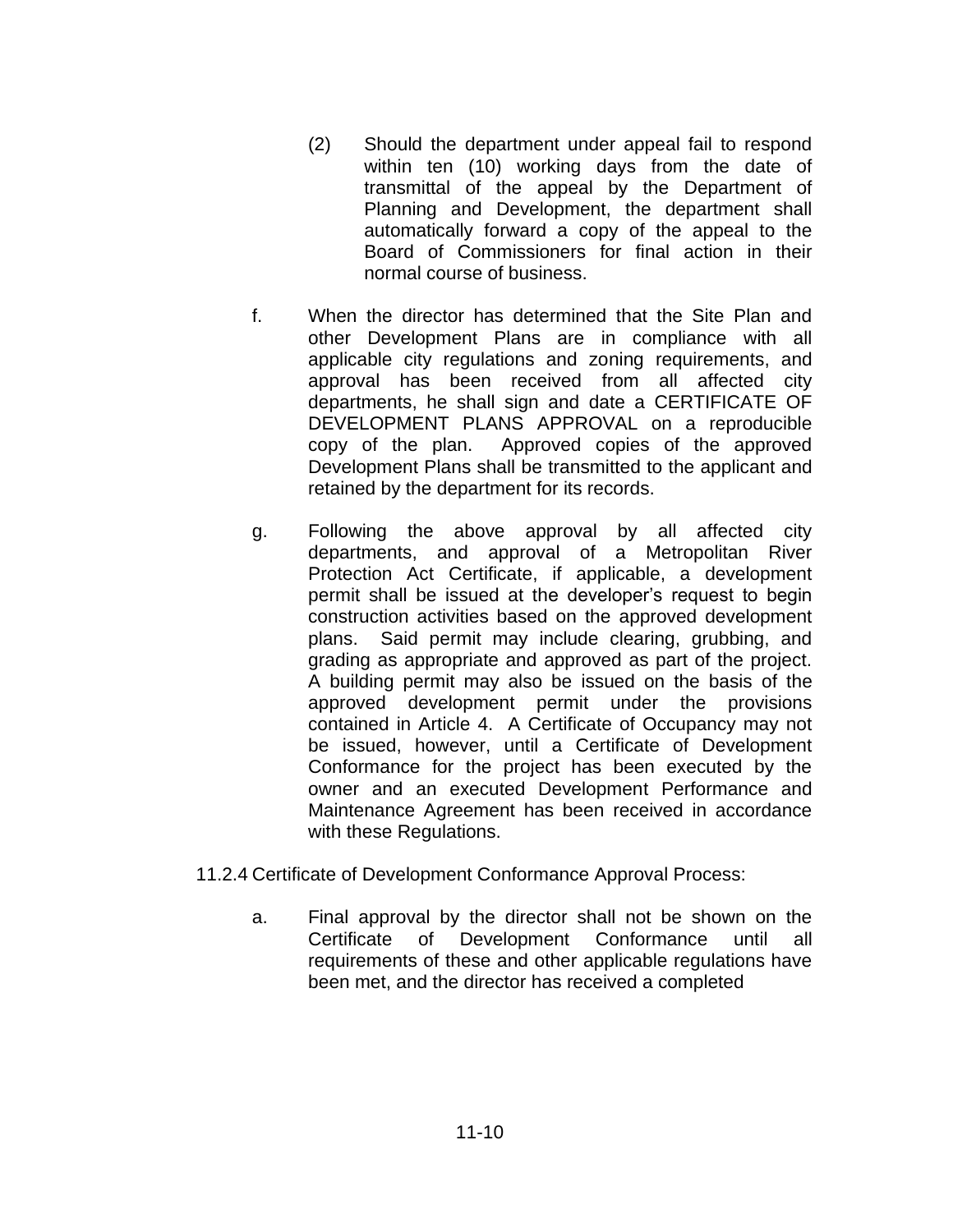(2) Should the department under appeal fail to respond within ten (10) working days from the date of transmittal of the appeal by the Department of Planning and Development, the department shall automatically forward a copy of the appeal to the Board of Commissioners for final action in their normal course of business.

f. When the director has determined that the Site Plan and other Development Plans are in compliance with all applicable city regulations and zoning requirements, and approval has been received from all affected city departments, he shall sign and date a CERTIFICATE OF DEVELOPMENT PLANS APPROVAL on a reproducible copy of the plan. Approved copies of the approved Development Plans shall be transmitted to the applicant and retained by the department for its records.

g. Following the above approval by all affected city departments, and approval of a Metropolitan River Protection Act Certificate, if applicable, a development permit shall be issued at the developer's request to begin construction activities based on the approved development plans. Said permit may include clearing, grubbing, and grading as appropriate and approved as part of the project. A building permit may also be issued on the basis of the approved development permit under the provisions contained in Article 4. A Certificate of Occupancy may not be issued, however, until a Certificate of Development Conformance for the project has been executed by the owner and an executed Development Performance and Maintenance Agreement has been received in accordance with these Regulations.

11.2.4 Certificate of Development Conformance Approval Process:

a. Final approval by the director shall not be shown on the Certificate of Development Conformance until all requirements of these and other applicable regulations have been met, and the director has received a completed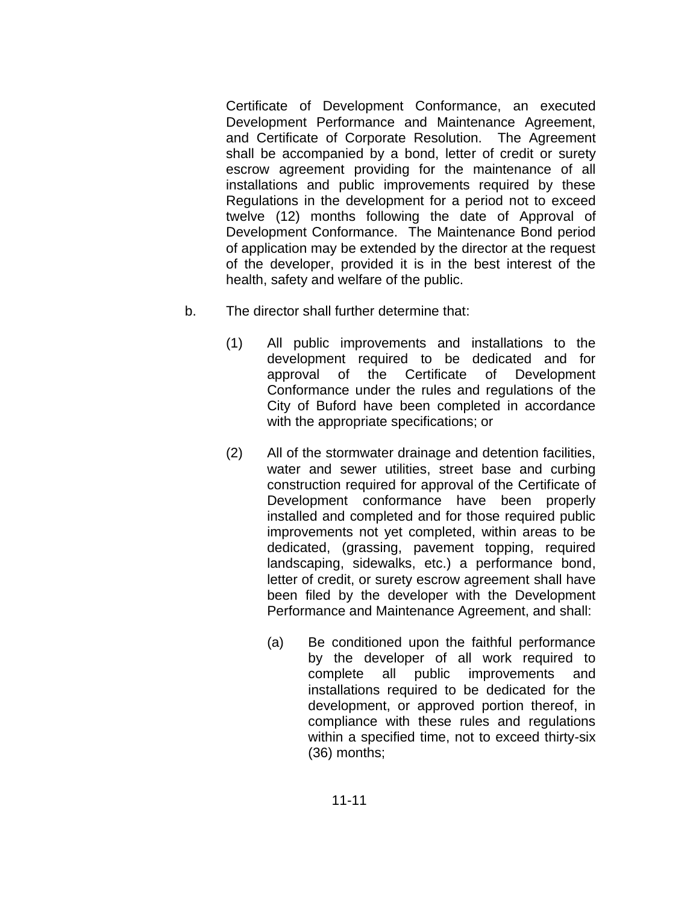Certificate of Development Conformance, an executed Development Performance and Maintenance Agreement, and Certificate of Corporate Resolution. The Agreement shall be accompanied by a bond, letter of credit or surety escrow agreement providing for the maintenance of all installations and public improvements required by these Regulations in the development for a period not to exceed twelve (12) months following the date of Approval of Development Conformance. The Maintenance Bond period of application may be extended by the director at the request of the developer, provided it is in the best interest of the health, safety and welfare of the public.

b. The director shall further determine that:

(1) All public improvements and installations to the development required to be dedicated and for approval of the Certificate of Development Conformance under the rules and regulations of the City of Buford have been completed in accordance with the appropriate specifications; or

(2) All of the stormwater drainage and detention facilities, water and sewer utilities, street base and curbing construction required for approval of the Certificate of Development conformance have been properly installed and completed and for those required public improvements not yet completed, within areas to be dedicated, (grassing, pavement topping, required landscaping, sidewalks, etc.) a performance bond, letter of credit, or surety escrow agreement shall have been filed by the developer with the Development Performance and Maintenance Agreement, and shall:

(a) Be conditioned upon the faithful performance by the developer of all work required to complete all public improvements and installations required to be dedicated for the development, or approved portion thereof, in compliance with these rules and regulations within a specified time, not to exceed thirty-six (36) months;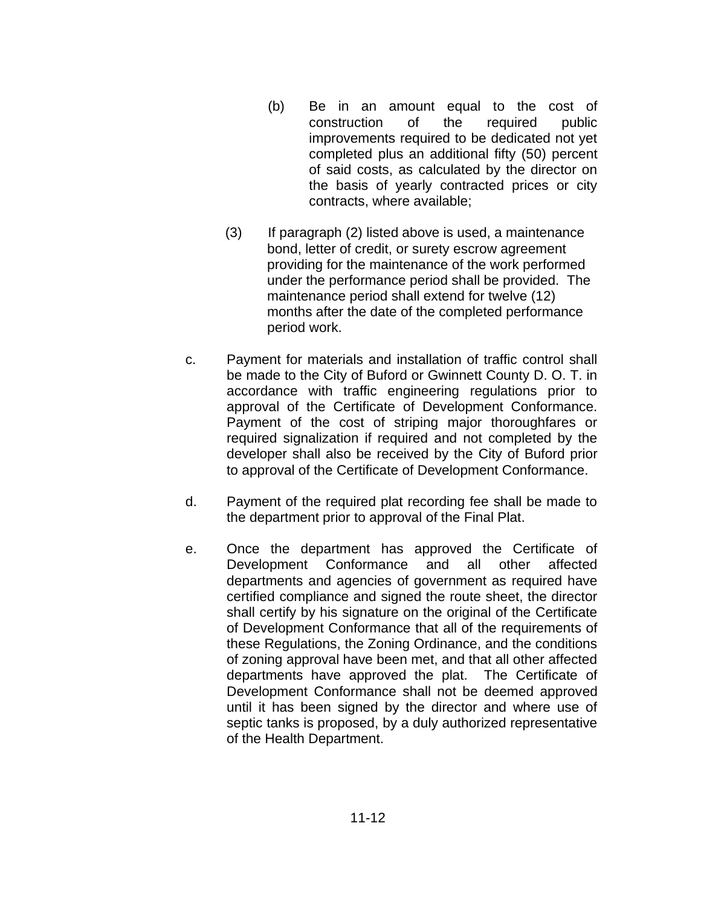(b) Be in an amount equal to the cost of construction of the required public improvements required to be dedicated not yet completed plus an additional fifty (50) percent of said costs, as calculated by the director on the basis of yearly contracted prices or city contracts, where available;

(3) If paragraph (2) listed above is used, a maintenance bond, letter of credit, or surety escrow agreement providing for the maintenance of the work performed under the performance period shall be provided. The maintenance period shall extend for twelve (12) months after the date of the completed performance period work.

c. Payment for materials and installation of traffic control shall be made to the City of Buford or Gwinnett County D. O. T. in accordance with traffic engineering regulations prior to approval of the Certificate of Development Conformance. Payment of the cost of striping major thoroughfares or required signalization if required and not completed by the developer shall also be received by the City of Buford prior to approval of the Certificate of Development Conformance.

d. Payment of the required plat recording fee shall be made to the department prior to approval of the Final Plat.

e. Once the department has approved the Certificate of Development Conformance and all other affected departments and agencies of government as required have certified compliance and signed the route sheet, the director shall certify by his signature on the original of the Certificate of Development Conformance that all of the requirements of these Regulations, the Zoning Ordinance, and the conditions of zoning approval have been met, and that all other affected departments have approved the plat. The Certificate of Development Conformance shall not be deemed approved until it has been signed by the director and where use of septic tanks is proposed, by a duly authorized representative of the Health Department.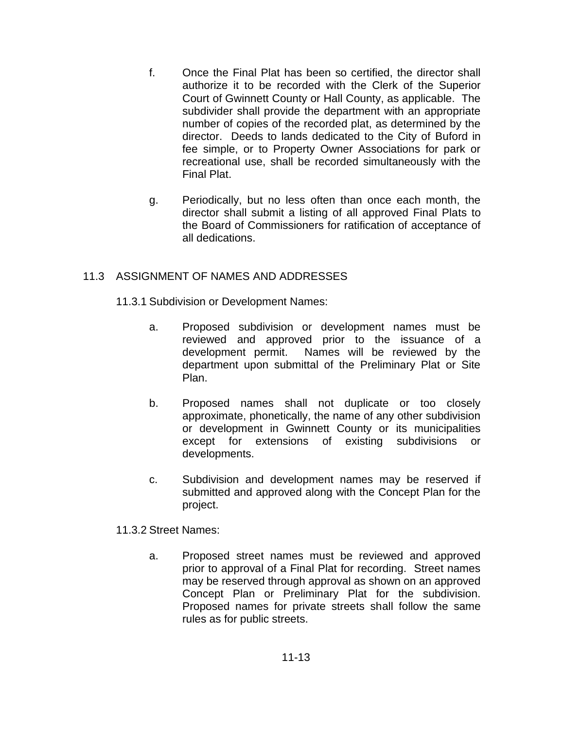f. Once the Final Plat has been so certified, the director shall authorize it to be recorded with the Clerk of the Superior Court of Gwinnett County or Hall County, as applicable. The subdivider shall provide the department with an appropriate number of copies of the recorded plat, as determined by the director. Deeds to lands dedicated to the City of Buford in fee simple, or to Property Owner Associations for park or recreational use, shall be recorded simultaneously with the Final Plat.

g. Periodically, but no less often than once each month, the director shall submit a listing of all approved Final Plats to the Board of Commissioners for ratification of acceptance of all dedications.

## 11.3 ASSIGNMENT OF NAMES AND ADDRESSES

### 11.3.1 Subdivision or Development Names:

a. Proposed subdivision or development names must be reviewed and approved prior to the issuance of a development permit. Names will be reviewed by the department upon submittal of the Preliminary Plat or Site Plan.

b. Proposed names shall not duplicate or too closely approximate, phonetically, the name of any other subdivision or development in Gwinnett County or its municipalities except for extensions of existing subdivisions or developments.

c. Subdivision and development names may be reserved if submitted and approved along with the Concept Plan for the project.

### 11.3.2 Street Names:

a. Proposed street names must be reviewed and approved prior to approval of a Final Plat for recording. Street names may be reserved through approval as shown on an approved Concept Plan or Preliminary Plat for the subdivision. Proposed names for private streets shall follow the same rules as for public streets.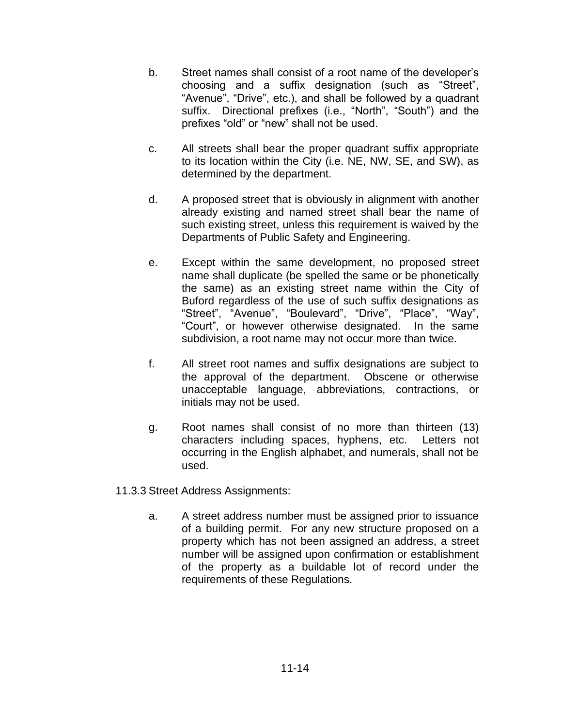b. Street names shall consist of a root name of the developer's choosing and a suffix designation (such as "Street", "Avenue", "Drive", etc.), and shall be followed by a quadrant suffix. Directional prefixes (i.e., "North", "South") and the prefixes "old" or "new" shall not be used.

c. All streets shall bear the proper quadrant suffix appropriate to its location within the City (i.e. NE, NW, SE, and SW), as determined by the department.

d. A proposed street that is obviously in alignment with another already existing and named street shall bear the name of such existing street, unless this requirement is waived by the Departments of Public Safety and Engineering.

e. Except within the same development, no proposed street name shall duplicate (be spelled the same or be phonetically the same) as an existing street name within the City of Buford regardless of the use of such suffix designations as "Street", "Avenue", "Boulevard", "Drive", "Place", "Way", "Court", or however otherwise designated. In the same subdivision, a root name may not occur more than twice.

f. All street root names and suffix designations are subject to the approval of the department. Obscene or otherwise unacceptable language, abbreviations, contractions, or initials may not be used.

g. Root names shall consist of no more than thirteen (13) characters including spaces, hyphens, etc. Letters not occurring in the English alphabet, and numerals, shall not be used.

11.3.3 Street Address Assignments:

a. A street address number must be assigned prior to issuance of a building permit. For any new structure proposed on a property which has not been assigned an address, a street number will be assigned upon confirmation or establishment of the property as a buildable lot of record under the requirements of these Regulations.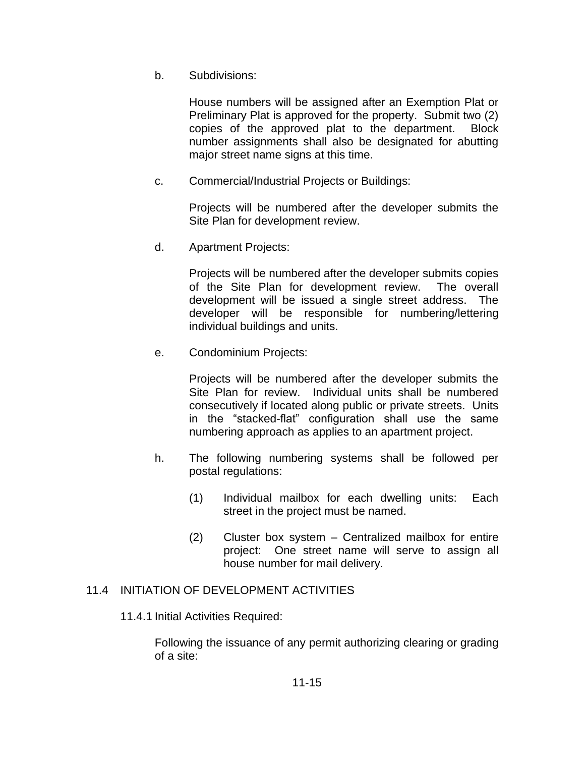b. Subdivisions:

House numbers will be assigned after an Exemption Plat or Preliminary Plat is approved for the property. Submit two (2) copies of the approved plat to the department. Block number assignments shall also be designated for abutting major street name signs at this time.

c. Commercial/Industrial Projects or Buildings:

Projects will be numbered after the developer submits the Site Plan for development review.

d. Apartment Projects:

Projects will be numbered after the developer submits copies of the Site Plan for development review. The overall development will be issued a single street address. The developer will be responsible for numbering/lettering individual buildings and units.

e. Condominium Projects:

Projects will be numbered after the developer submits the Site Plan for review. Individual units shall be numbered consecutively if located along public or private streets. Units in the "stacked-flat" configuration shall use the same numbering approach as applies to an apartment project.

h. The following numbering systems shall be followed per postal regulations:

(1) Individual mailbox for each dwelling units: Each street in the project must be named.

(2) Cluster box system – Centralized mailbox for entire project: One street name will serve to assign all house number for mail delivery.

## 11.4 INITIATION OF DEVELOPMENT ACTIVITIES

### 11.4.1 Initial Activities Required:

Following the issuance of any permit authorizing clearing or grading of a site: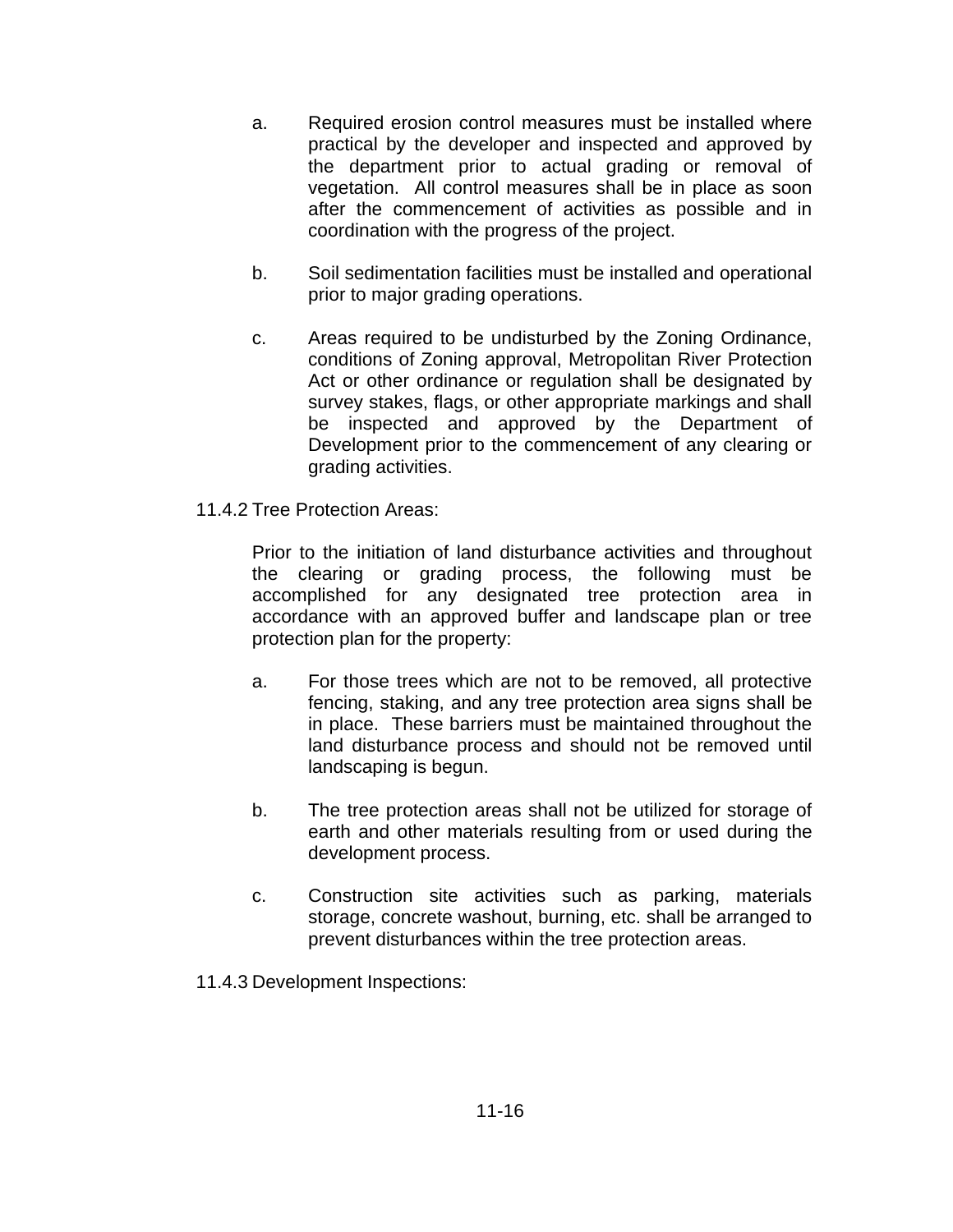a. Required erosion control measures must be installed where practical by the developer and inspected and approved by the department prior to actual grading or removal of vegetation. All control measures shall be in place as soon after the commencement of activities as possible and in coordination with the progress of the project.

b. Soil sedimentation facilities must be installed and operational prior to major grading operations.

c. Areas required to be undisturbed by the Zoning Ordinance, conditions of Zoning approval, Metropolitan River Protection Act or other ordinance or regulation shall be designated by survey stakes, flags, or other appropriate markings and shall be inspected and approved by the Department of Development prior to the commencement of any clearing or grading activities.

11.4.2 Tree Protection Areas:

Prior to the initiation of land disturbance activities and throughout the clearing or grading process, the following must be accomplished for any designated tree protection area in accordance with an approved buffer and landscape plan or tree protection plan for the property:

a. For those trees which are not to be removed, all protective fencing, staking, and any tree protection area signs shall be in place. These barriers must be maintained throughout the land disturbance process and should not be removed until landscaping is begun.

b. The tree protection areas shall not be utilized for storage of earth and other materials resulting from or used during the development process.

c. Construction site activities such as parking, materials storage, concrete washout, burning, etc. shall be arranged to prevent disturbances within the tree protection areas.

11.4.3 Development Inspections: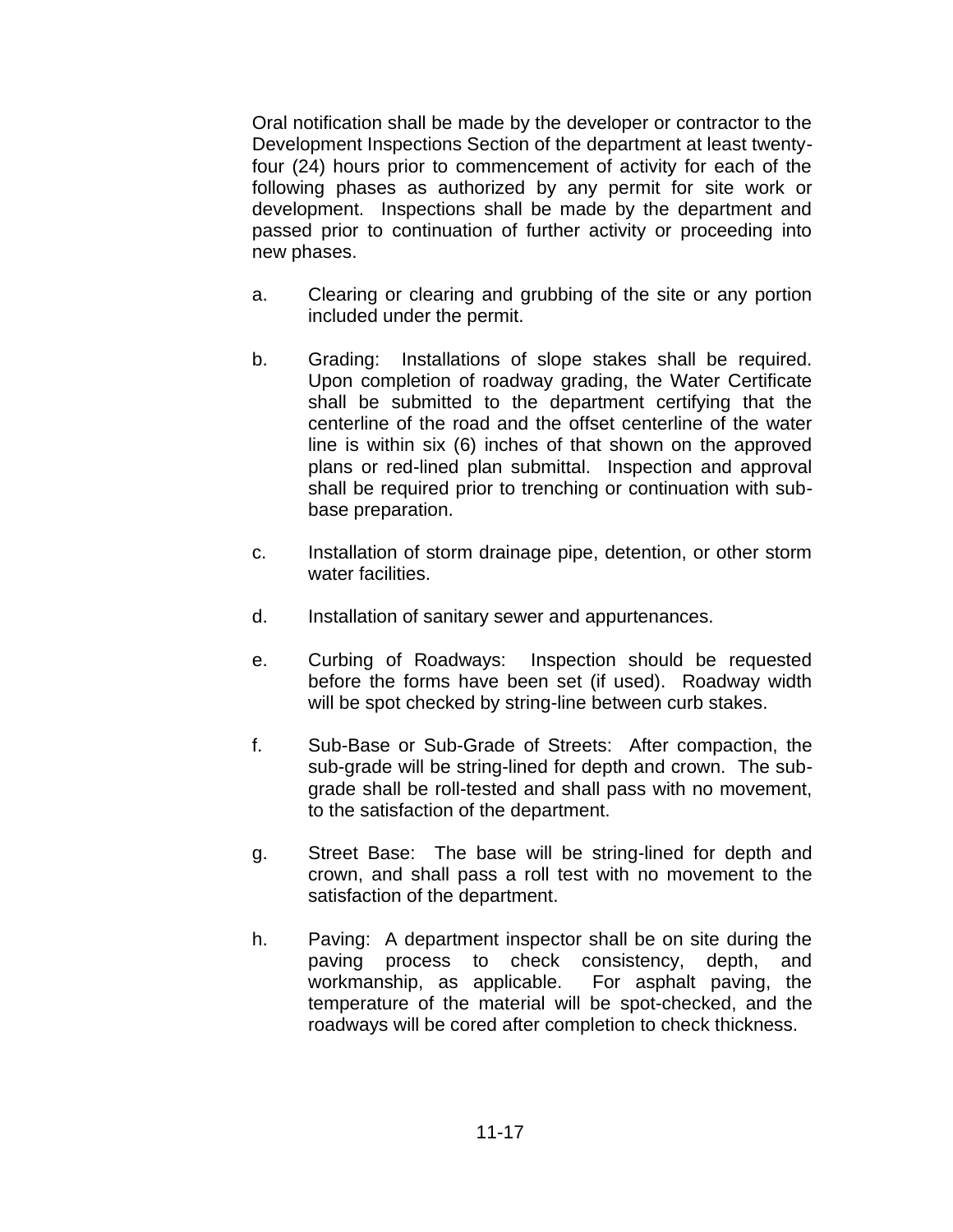Oral notification shall be made by the developer or contractor to the Development Inspections Section of the department at least twenty-four (24) hours prior to commencement of activity for each of the following phases as authorized by any permit for site work or development. Inspections shall be made by the department and passed prior to continuation of further activity or proceeding into new phases.

a. Clearing or clearing and grubbing of the site or any portion included under the permit.

b. Grading: Installations of slope stakes shall be required. Upon completion of roadway grading, the Water Certificate shall be submitted to the department certifying that the centerline of the road and the offset centerline of the water line is within six (6) inches of that shown on the approved plans or red-lined plan submittal. Inspection and approval shall be required prior to trenching or continuation with sub-base preparation.

c. Installation of storm drainage pipe, detention, or other storm water facilities.

d. Installation of sanitary sewer and appurtenances.

e. Curbing of Roadways: Inspection should be requested before the forms have been set (if used). Roadway width will be spot checked by string-line between curb stakes.

f. Sub-Base or Sub-Grade of Streets: After compaction, the sub-grade will be string-lined for depth and crown. The sub-grade shall be roll-tested and shall pass with no movement, to the satisfaction of the department.

g. Street Base: The base will be string-lined for depth and crown, and shall pass a roll test with no movement to the satisfaction of the department.

h. Paving: A department inspector shall be on site during the paving process to check consistency, depth, and workmanship, as applicable. For asphalt paving, the temperature of the material will be spot-checked, and the roadways will be cored after completion to check thickness.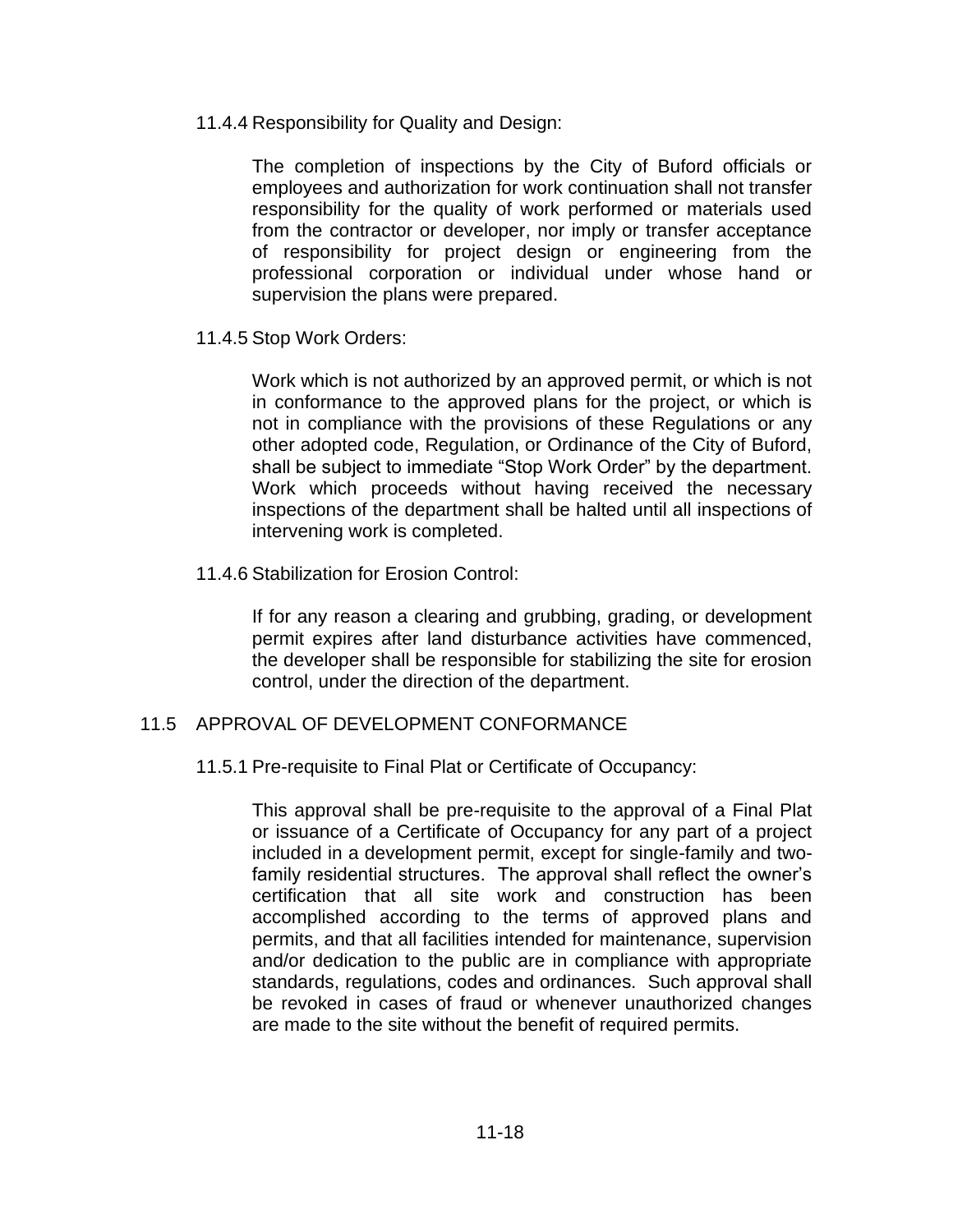#### 11.4.4 Responsibility for Quality and Design:

The completion of inspections by the City of Buford officials or employees and authorization for work continuation shall not transfer responsibility for the quality of work performed or materials used from the contractor or developer, nor imply or transfer acceptance of responsibility for project design or engineering from the professional corporation or individual under whose hand or supervision the plans were prepared.

#### 11.4.5 Stop Work Orders:

Work which is not authorized by an approved permit, or which is not in conformance to the approved plans for the project, or which is not in compliance with the provisions of these Regulations or any other adopted code, Regulation, or Ordinance of the City of Buford, shall be subject to immediate "Stop Work Order" by the department. Work which proceeds without having received the necessary inspections of the department shall be halted until all inspections of intervening work is completed.

#### 11.4.6 Stabilization for Erosion Control:

If for any reason a clearing and grubbing, grading, or development permit expires after land disturbance activities have commenced, the developer shall be responsible for stabilizing the site for erosion control, under the direction of the department.

### 11.5 APPROVAL OF DEVELOPMENT CONFORMANCE

#### 11.5.1 Pre-requisite to Final Plat or Certificate of Occupancy:

This approval shall be pre-requisite to the approval of a Final Plat or issuance of a Certificate of Occupancy for any part of a project included in a development permit, except for single-family and two-family residential structures. The approval shall reflect the owner's certification that all site work and construction has been accomplished according to the terms of approved plans and permits, and that all facilities intended for maintenance, supervision and/or dedication to the public are in compliance with appropriate standards, regulations, codes and ordinances. Such approval shall be revoked in cases of fraud or whenever unauthorized changes are made to the site without the benefit of required permits.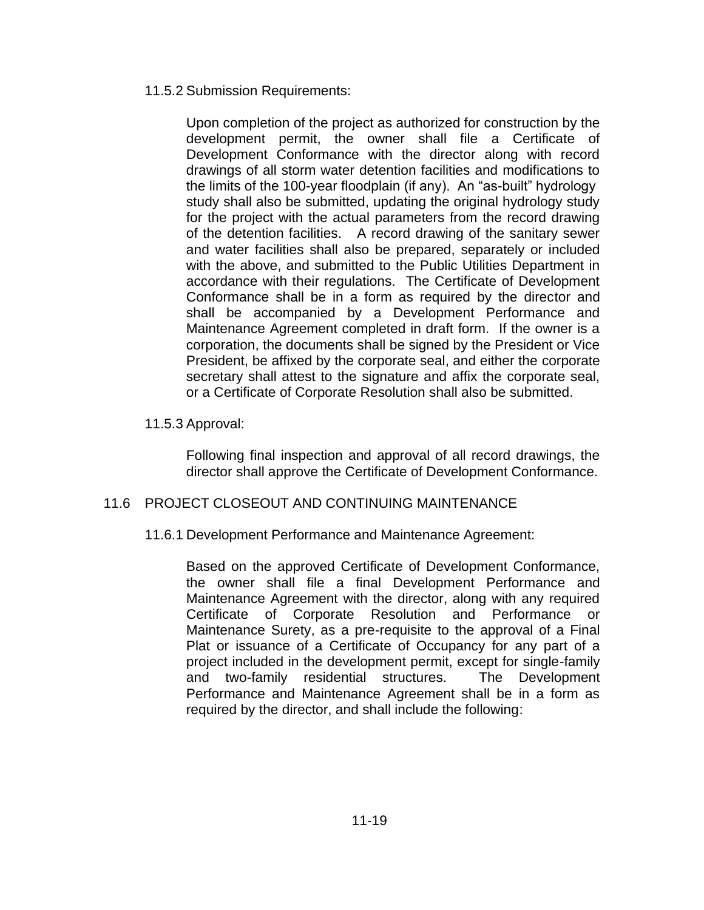11.5.2 Submission Requirements:

Upon completion of the project as authorized for construction by the development permit, the owner shall file a Certificate of Development Conformance with the director along with record drawings of all storm water detention facilities and modifications to the limits of the 100-year floodplain (if any). An "as-built" hydrology study shall also be submitted, updating the original hydrology study for the project with the actual parameters from the record drawing of the detention facilities. A record drawing of the sanitary sewer and water facilities shall also be prepared, separately or included with the above, and submitted to the Public Utilities Department in accordance with their regulations. The Certificate of Development Conformance shall be in a form as required by the director and shall be accompanied by a Development Performance and Maintenance Agreement completed in draft form. If the owner is a corporation, the documents shall be signed by the President or Vice President, be affixed by the corporate seal, and either the corporate secretary shall attest to the signature and affix the corporate seal, or a Certificate of Corporate Resolution shall also be submitted.

11.5.3 Approval:

Following final inspection and approval of all record drawings, the director shall approve the Certificate of Development Conformance.

## 11.6 PROJECT CLOSEOUT AND CONTINUING MAINTENANCE

11.6.1 Development Performance and Maintenance Agreement:

Based on the approved Certificate of Development Conformance, the owner shall file a final Development Performance and Maintenance Agreement with the director, along with any required Certificate of Corporate Resolution and Performance or Maintenance Surety, as a pre-requisite to the approval of a Final Plat or issuance of a Certificate of Occupancy for any part of a project included in the development permit, except for single-family and two-family residential structures. The Development Performance and Maintenance Agreement shall be in a form as required by the director, and shall include the following: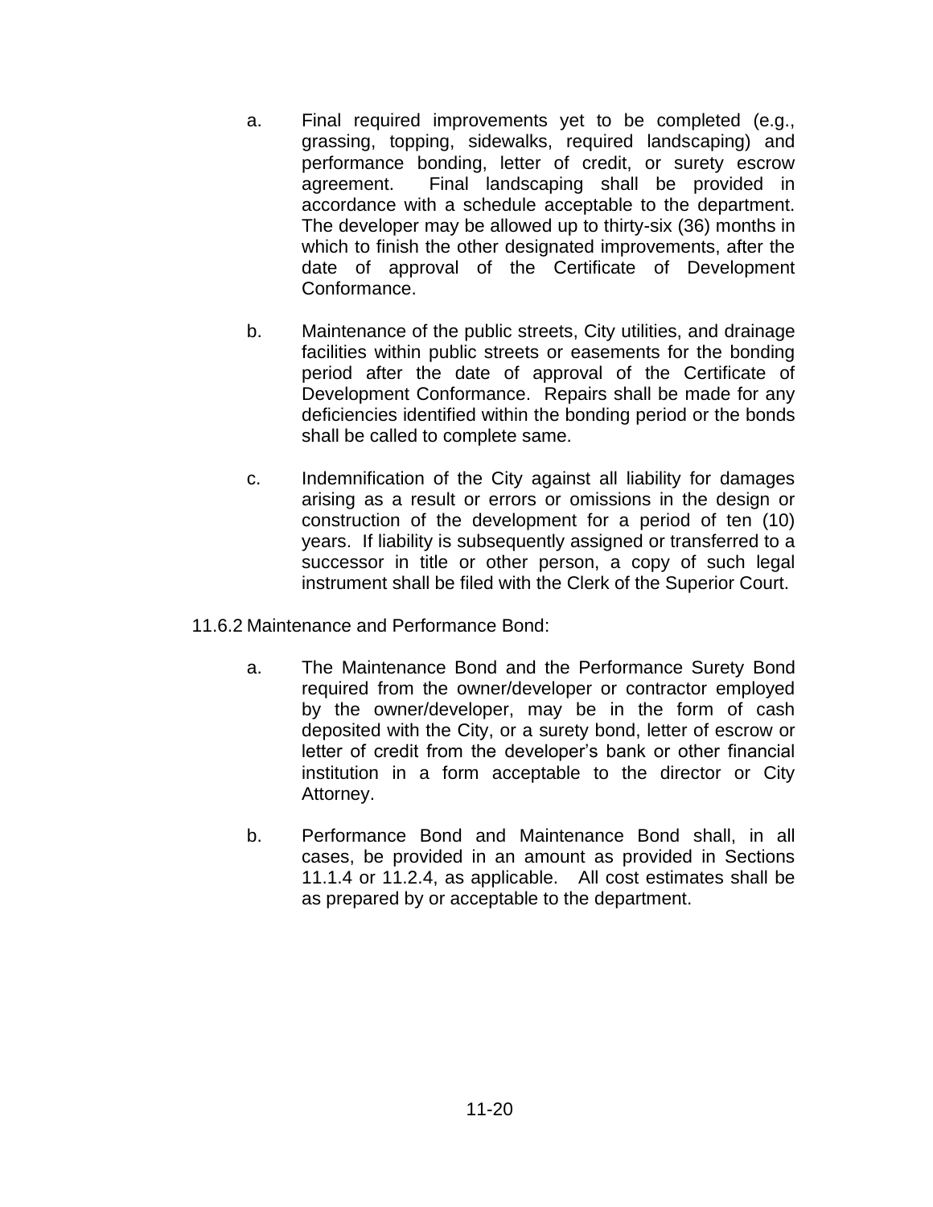a. Final required improvements yet to be completed (e.g., grassing, topping, sidewalks, required landscaping) and performance bonding, letter of credit, or surety escrow agreement. Final landscaping shall be provided in accordance with a schedule acceptable to the department. The developer may be allowed up to thirty-six (36) months in which to finish the other designated improvements, after the date of approval of the Certificate of Development Conformance.

b. Maintenance of the public streets, City utilities, and drainage facilities within public streets or easements for the bonding period after the date of approval of the Certificate of Development Conformance. Repairs shall be made for any deficiencies identified within the bonding period or the bonds shall be called to complete same.

c. Indemnification of the City against all liability for damages arising as a result or errors or omissions in the design or construction of the development for a period of ten (10) years. If liability is subsequently assigned or transferred to a successor in title or other person, a copy of such legal instrument shall be filed with the Clerk of the Superior Court.

11.6.2 Maintenance and Performance Bond:

a. The Maintenance Bond and the Performance Surety Bond required from the owner/developer or contractor employed by the owner/developer, may be in the form of cash deposited with the City, or a surety bond, letter of escrow or letter of credit from the developer's bank or other financial institution in a form acceptable to the director or City Attorney.

b. Performance Bond and Maintenance Bond shall, in all cases, be provided in an amount as provided in Sections 11.1.4 or 11.2.4, as applicable. All cost estimates shall be as prepared by or acceptable to the department.